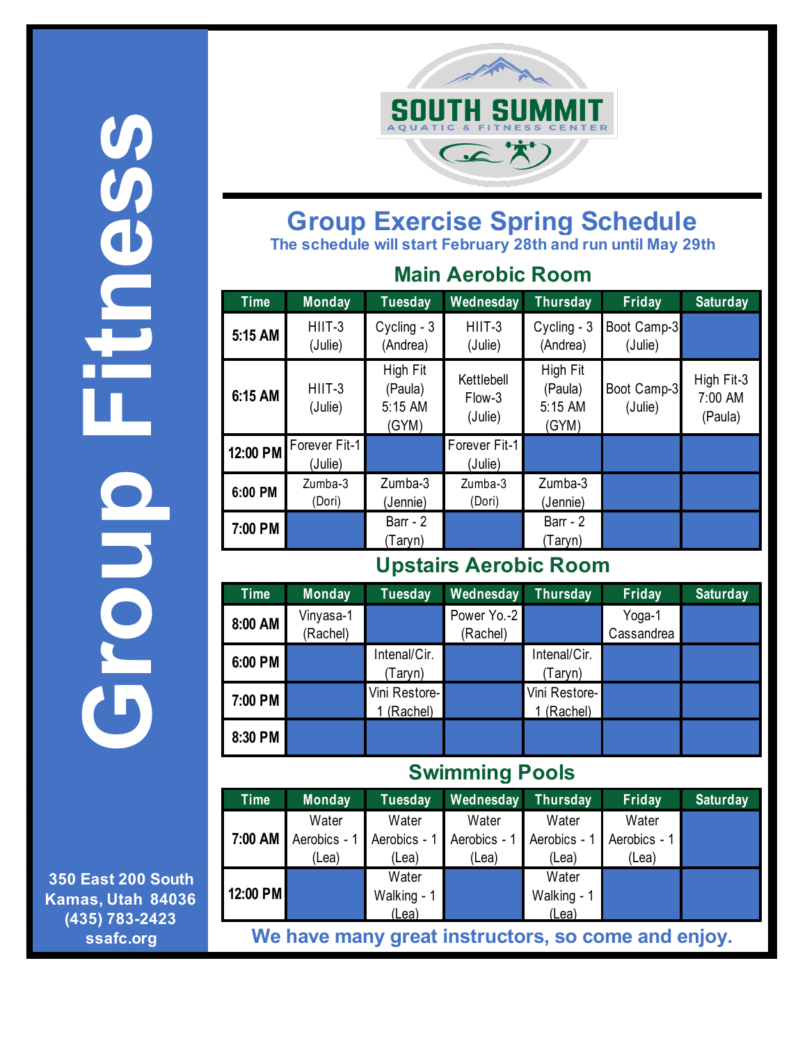# Group Fitness

SOUTH SUMMIT
AQUATIC & FITNESS CENTER

## Group Exercise Spring Schedule

**The schedule will start February 28th and run until May 29th**

### Main Aerobic Room

| Time | Monday | Tuesday | Wednesday | Thursday | Friday | Saturday |
|---|---|---|---|---|---|---|
| 5:15 AM | HIIT-3 (Julie) | Cycling - 3 (Andrea) | HIIT-3 (Julie) | Cycling - 3 (Andrea) | Boot Camp-3 (Julie) | |
| 6:15 AM | HIIT-3 (Julie) | High Fit (Paula) 5:15 AM (GYM) | Kettlebell Flow-3 (Julie) | High Fit (Paula) 5:15 AM (GYM) | Boot Camp-3 (Julie) | High Fit-3 7:00 AM (Paula) |
| 12:00 PM | Forever Fit-1 (Julie) | | Forever Fit-1 (Julie) | | | |
| 6:00 PM | Zumba-3 (Dori) | Zumba-3 (Jennie) | Zumba-3 (Dori) | Zumba-3 (Jennie) | | |
| 7:00 PM | | Barr - 2 (Taryn) | | Barr - 2 (Taryn) | | |

### Upstairs Aerobic Room

| Time | Monday | Tuesday | Wednesday | Thursday | Friday | Saturday |
|---|---|---|---|---|---|---|
| 8:00 AM | Vinyasa-1 (Rachel) | | Power Yo.-2 (Rachel) | | Yoga-1 Cassandrea | |
| 6:00 PM | | Intenal/Cir. (Taryn) | | Intenal/Cir. (Taryn) | | |
| 7:00 PM | | Vini Restore-1 (Rachel) | | Vini Restore-1 (Rachel) | | |
| 8:30 PM | | | | | | |

### Swimming Pools

| Time | Monday | Tuesday | Wednesday | Thursday | Friday | Saturday |
|---|---|---|---|---|---|---|
| 7:00 AM | Water Aerobics - 1 (Lea) | Water Aerobics - 1 (Lea) | Water Aerobics - 1 (Lea) | Water Aerobics - 1 (Lea) | Water Aerobics - 1 (Lea) | |
| 12:00 PM | | Water Walking - 1 (Lea) | | Water Walking - 1 (Lea) | | |

**We have many great instructors, so come and enjoy.**

**350 East 200 South**
**Kamas, Utah 84036**
**(435) 783-2423**
**ssafc.org**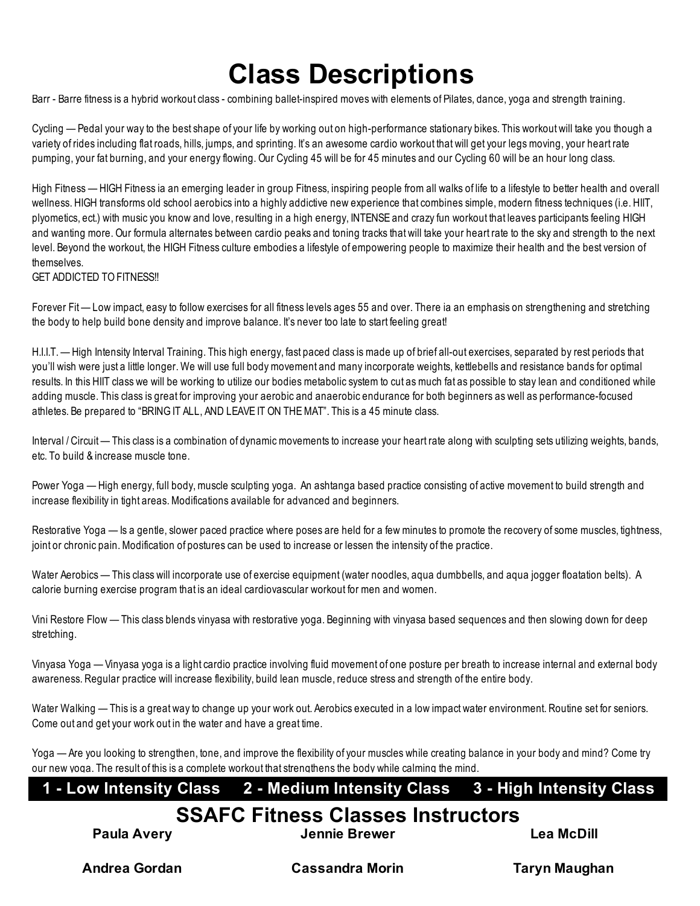# Class Descriptions

Barr - Barre fitness is a hybrid workout class - combining ballet-inspired moves with elements of Pilates, dance, yoga and strength training.

Cycling — Pedal your way to the best shape of your life by working out on high-performance stationary bikes. This workout will take you though a variety of rides including flat roads, hills, jumps, and sprinting. It's an awesome cardio workout that will get your legs moving, your heart rate pumping, your fat burning, and your energy flowing. Our Cycling 45 will be for 45 minutes and our Cycling 60 will be an hour long class.

High Fitness — HIGH Fitness ia an emerging leader in group Fitness, inspiring people from all walks of life to a lifestyle to better health and overall wellness. HIGH transforms old school aerobics into a highly addictive new experience that combines simple, modern fitness techniques (i.e. HIIT, plyometics, ect.) with music you know and love, resulting in a high energy, INTENSE and crazy fun workout that leaves participants feeling HIGH and wanting more. Our formula alternates between cardio peaks and toning tracks that will take your heart rate to the sky and strength to the next level. Beyond the workout, the HIGH Fitness culture embodies a lifestyle of empowering people to maximize their health and the best version of themselves.
GET ADDICTED TO FITNESS!!

Forever Fit — Low impact, easy to follow exercises for all fitness levels ages 55 and over. There ia an emphasis on strengthening and stretching the body to help build bone density and improve balance. It's never too late to start feeling great!

H.I.I.T. — High Intensity Interval Training. This high energy, fast paced class is made up of brief all-out exercises, separated by rest periods that you'll wish were just a little longer. We will use full body movement and many incorporate weights, kettlebells and resistance bands for optimal results. In this HIIT class we will be working to utilize our bodies metabolic system to cut as much fat as possible to stay lean and conditioned while adding muscle. This class is great for improving your aerobic and anaerobic endurance for both beginners as well as performance-focused athletes. Be prepared to "BRING IT ALL, AND LEAVE IT ON THE MAT". This is a 45 minute class.

Interval / Circuit — This class is a combination of dynamic movements to increase your heart rate along with sculpting sets utilizing weights, bands, etc. To build & increase muscle tone.

Power Yoga — High energy, full body, muscle sculpting yoga. An ashtanga based practice consisting of active movement to build strength and increase flexibility in tight areas. Modifications available for advanced and beginners.

Restorative Yoga — Is a gentle, slower paced practice where poses are held for a few minutes to promote the recovery of some muscles, tightness, joint or chronic pain. Modification of postures can be used to increase or lessen the intensity of the practice.

Water Aerobics — This class will incorporate use of exercise equipment (water noodles, aqua dumbbells, and aqua jogger floatation belts). A calorie burning exercise program that is an ideal cardiovascular workout for men and women.

Vini Restore Flow — This class blends vinyasa with restorative yoga. Beginning with vinyasa based sequences and then slowing down for deep stretching.

Vinyasa Yoga — Vinyasa yoga is a light cardio practice involving fluid movement of one posture per breath to increase internal and external body awareness. Regular practice will increase flexibility, build lean muscle, reduce stress and strength of the entire body.

Water Walking — This is a great way to change up your work out. Aerobics executed in a low impact water environment. Routine set for seniors. Come out and get your work out in the water and have a great time.

Yoga — Are you looking to strengthen, tone, and improve the flexibility of your muscles while creating balance in your body and mind? Come try our new yoga. The result of this is a complete workout that strengthens the body while calming the mind.

**1 - Low Intensity Class  2 - Medium Intensity Class  3 - High Intensity Class**

## SSAFC Fitness Classes Instructors

| | | |
|---|---|---|
| **Paula Avery** | **Jennie Brewer** | **Lea McDill** |
| **Andrea Gordan** | **Cassandra Morin** | **Taryn Maughan** |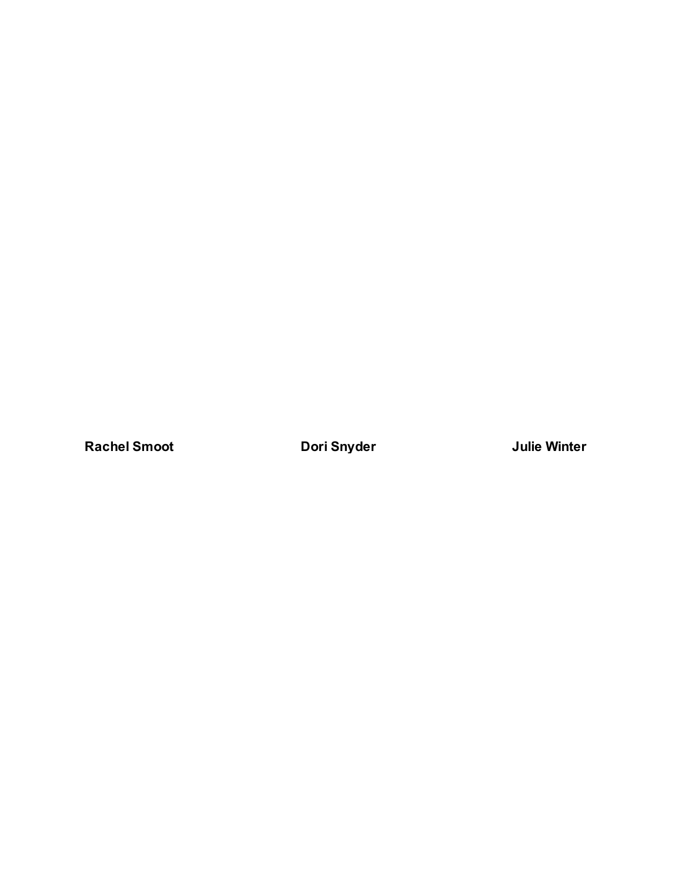**Rachel Smoot** **Dori Snyder** **Julie Winter**